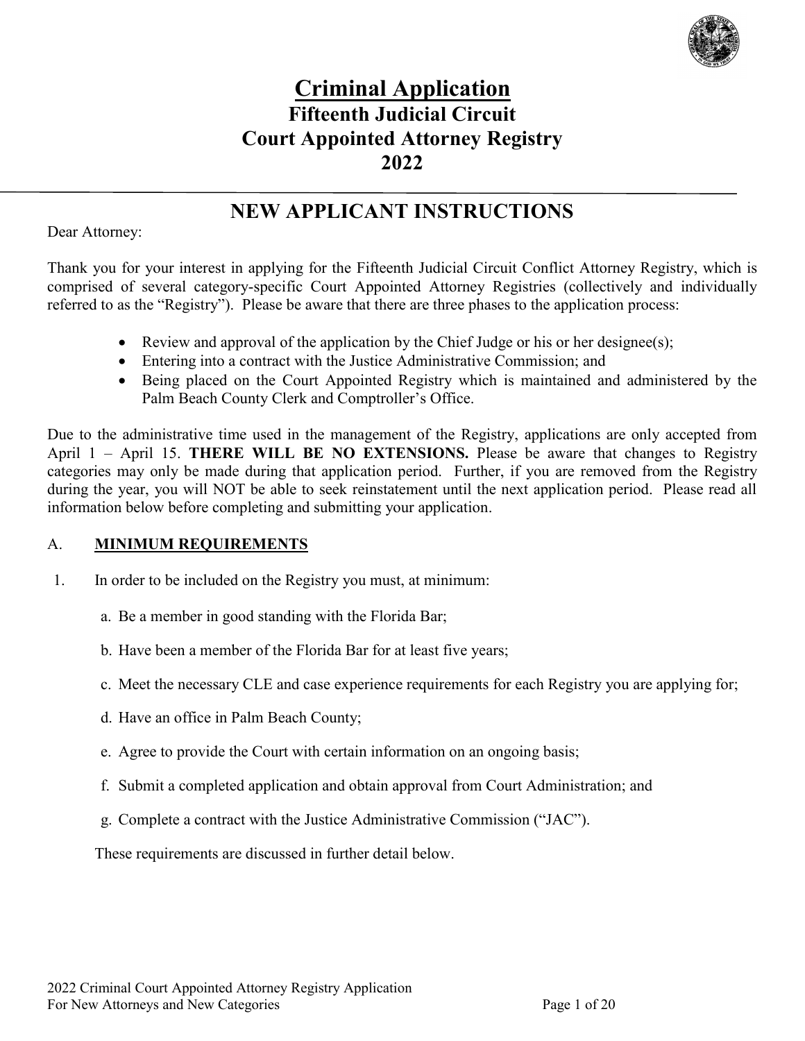# Criminal Application

## Fifteenth Judicial Circuit
## Court Appointed Attorney Registry
## 2022

---

## NEW APPLICANT INSTRUCTIONS

Dear Attorney:

Thank you for your interest in applying for the Fifteenth Judicial Circuit Conflict Attorney Registry, which is comprised of several category-specific Court Appointed Attorney Registries (collectively and individually referred to as the "Registry"). Please be aware that there are three phases to the application process:

- Review and approval of the application by the Chief Judge or his or her designee(s);
- Entering into a contract with the Justice Administrative Commission; and
- Being placed on the Court Appointed Registry which is maintained and administered by the Palm Beach County Clerk and Comptroller's Office.

Due to the administrative time used in the management of the Registry, applications are only accepted from April 1 – April 15. **THERE WILL BE NO EXTENSIONS.** Please be aware that changes to Registry categories may only be made during that application period. Further, if you are removed from the Registry during the year, you will NOT be able to seek reinstatement until the next application period. Please read all information below before completing and submitting your application.

### A. MINIMUM REQUIREMENTS

1. In order to be included on the Registry you must, at minimum:

   a. Be a member in good standing with the Florida Bar;

   b. Have been a member of the Florida Bar for at least five years;

   c. Meet the necessary CLE and case experience requirements for each Registry you are applying for;

   d. Have an office in Palm Beach County;

   e. Agree to provide the Court with certain information on an ongoing basis;

   f. Submit a completed application and obtain approval from Court Administration; and

   g. Complete a contract with the Justice Administrative Commission ("JAC").

   These requirements are discussed in further detail below.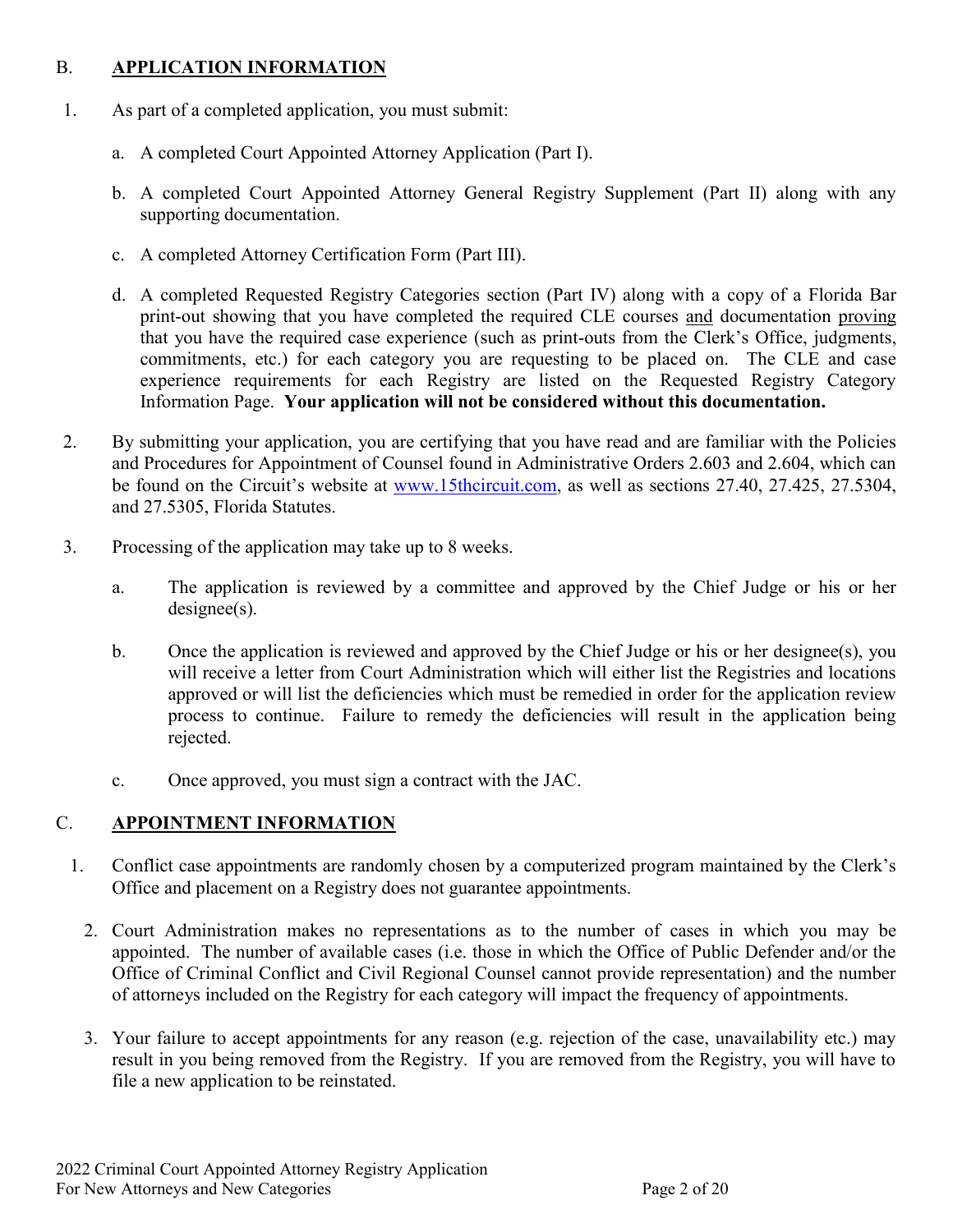## B. APPLICATION INFORMATION

1. As part of a completed application, you must submit:

   a. A completed Court Appointed Attorney Application (Part I).

   b. A completed Court Appointed Attorney General Registry Supplement (Part II) along with any supporting documentation.

   c. A completed Attorney Certification Form (Part III).

   d. A completed Requested Registry Categories section (Part IV) along with a copy of a Florida Bar print-out showing that you have completed the required CLE courses and documentation proving that you have the required case experience (such as print-outs from the Clerk's Office, judgments, commitments, etc.) for each category you are requesting to be placed on. The CLE and case experience requirements for each Registry are listed on the Requested Registry Category Information Page. **Your application will not be considered without this documentation.**

2. By submitting your application, you are certifying that you have read and are familiar with the Policies and Procedures for Appointment of Counsel found in Administrative Orders 2.603 and 2.604, which can be found on the Circuit's website at www.15thcircuit.com, as well as sections 27.40, 27.425, 27.5304, and 27.5305, Florida Statutes.

3. Processing of the application may take up to 8 weeks.

   a. The application is reviewed by a committee and approved by the Chief Judge or his or her designee(s).

   b. Once the application is reviewed and approved by the Chief Judge or his or her designee(s), you will receive a letter from Court Administration which will either list the Registries and locations approved or will list the deficiencies which must be remedied in order for the application review process to continue. Failure to remedy the deficiencies will result in the application being rejected.

   c. Once approved, you must sign a contract with the JAC.

## C. APPOINTMENT INFORMATION

1. Conflict case appointments are randomly chosen by a computerized program maintained by the Clerk's Office and placement on a Registry does not guarantee appointments.

2. Court Administration makes no representations as to the number of cases in which you may be appointed. The number of available cases (i.e. those in which the Office of Public Defender and/or the Office of Criminal Conflict and Civil Regional Counsel cannot provide representation) and the number of attorneys included on the Registry for each category will impact the frequency of appointments.

3. Your failure to accept appointments for any reason (e.g. rejection of the case, unavailability etc.) may result in you being removed from the Registry. If you are removed from the Registry, you will have to file a new application to be reinstated.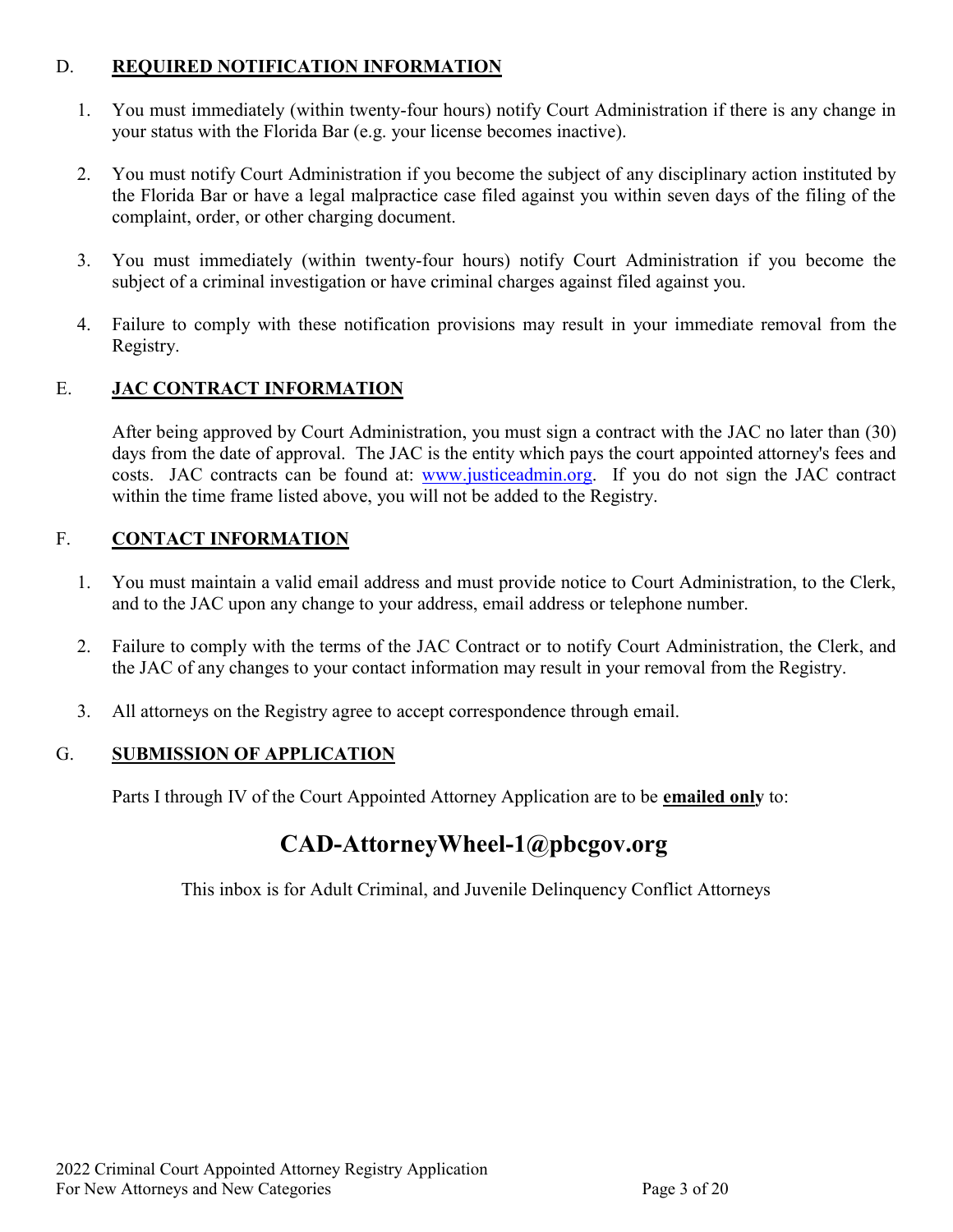## D. **REQUIRED NOTIFICATION INFORMATION**

1. You must immediately (within twenty-four hours) notify Court Administration if there is any change in your status with the Florida Bar (e.g. your license becomes inactive).
2. You must notify Court Administration if you become the subject of any disciplinary action instituted by the Florida Bar or have a legal malpractice case filed against you within seven days of the filing of the complaint, order, or other charging document.
3. You must immediately (within twenty-four hours) notify Court Administration if you become the subject of a criminal investigation or have criminal charges against filed against you.
4. Failure to comply with these notification provisions may result in your immediate removal from the Registry.

## E. **JAC CONTRACT INFORMATION**

After being approved by Court Administration, you must sign a contract with the JAC no later than (30) days from the date of approval. The JAC is the entity which pays the court appointed attorney's fees and costs. JAC contracts can be found at: www.justiceadmin.org. If you do not sign the JAC contract within the time frame listed above, you will not be added to the Registry.

## F. **CONTACT INFORMATION**

1. You must maintain a valid email address and must provide notice to Court Administration, to the Clerk, and to the JAC upon any change to your address, email address or telephone number.
2. Failure to comply with the terms of the JAC Contract or to notify Court Administration, the Clerk, and the JAC of any changes to your contact information may result in your removal from the Registry.
3. All attorneys on the Registry agree to accept correspondence through email.

## G. **SUBMISSION OF APPLICATION**

Parts I through IV of the Court Appointed Attorney Application are to be **emailed only** to:

# CAD-AttorneyWheel-1@pbcgov.org

This inbox is for Adult Criminal, and Juvenile Delinquency Conflict Attorneys

2022 Criminal Court Appointed Attorney Registry Application
For New Attorneys and New Categories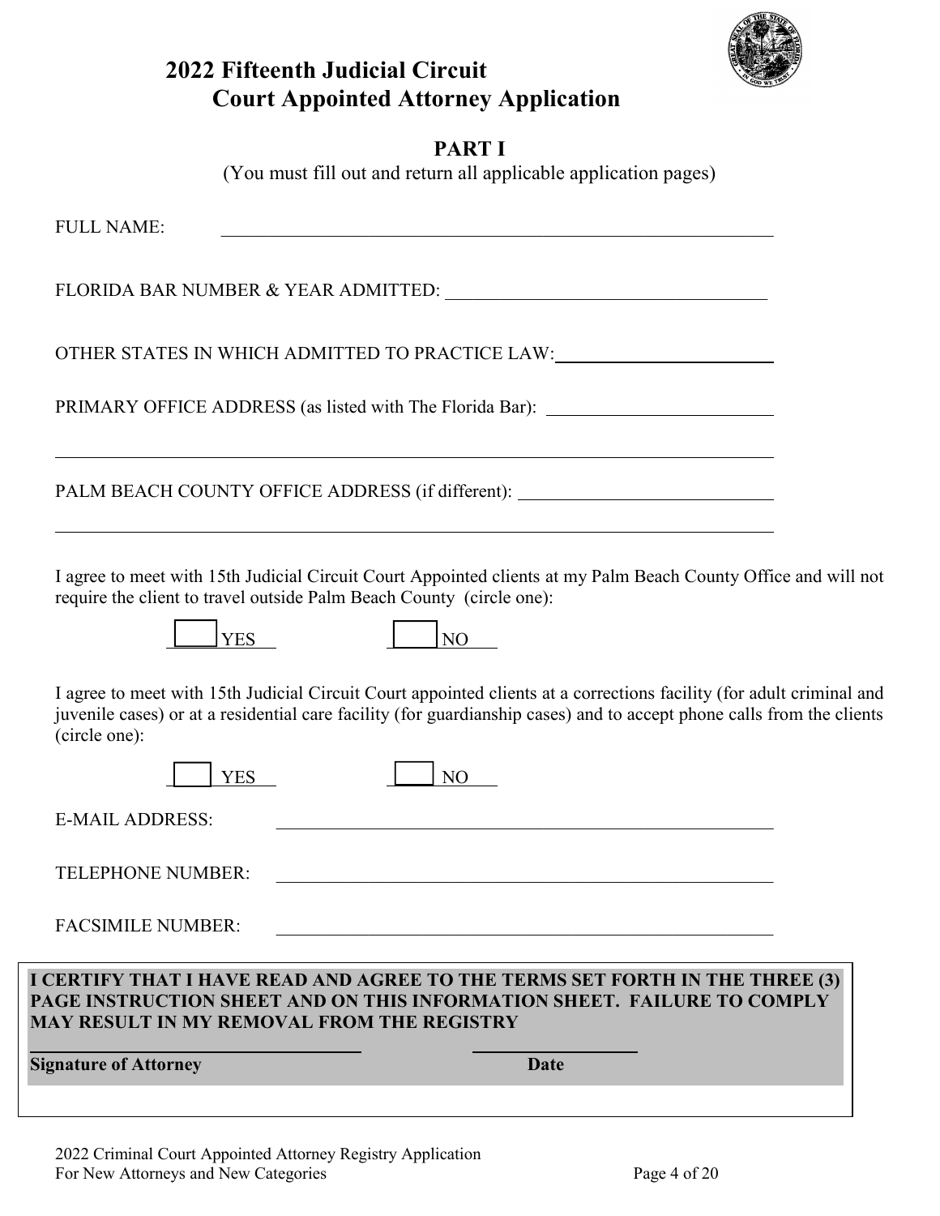# 2022 Fifteenth Judicial Circuit Court Appointed Attorney Application

## PART I

(You must fill out and return all applicable application pages)

FULL NAME: ____________________________________________

FLORIDA BAR NUMBER & YEAR ADMITTED: ____________________________

OTHER STATES IN WHICH ADMITTED TO PRACTICE LAW: ____________________

PRIMARY OFFICE ADDRESS (as listed with The Florida Bar): ____________________

______________________________________________________________

PALM BEACH COUNTY OFFICE ADDRESS (if different): ______________________

______________________________________________________________

I agree to meet with 15th Judicial Circuit Court Appointed clients at my Palm Beach County Office and will not require the client to travel outside Palm Beach County (circle one):

☐ YES ☐ NO

I agree to meet with 15th Judicial Circuit Court appointed clients at a corrections facility (for adult criminal and juvenile cases) or at a residential care facility (for guardianship cases) and to accept phone calls from the clients (circle one):

☐ YES ☐ NO

E-MAIL ADDRESS: ____________________________________________

TELEPHONE NUMBER: ____________________________________________

FACSIMILE NUMBER: ____________________________________________

**I CERTIFY THAT I HAVE READ AND AGREE TO THE TERMS SET FORTH IN THE THREE (3) PAGE INSTRUCTION SHEET AND ON THIS INFORMATION SHEET. FAILURE TO COMPLY MAY RESULT IN MY REMOVAL FROM THE REGISTRY**

______________________________ ____________________

**Signature of Attorney** **Date**

2022 Criminal Court Appointed Attorney Registry Application
For New Attorneys and New Categories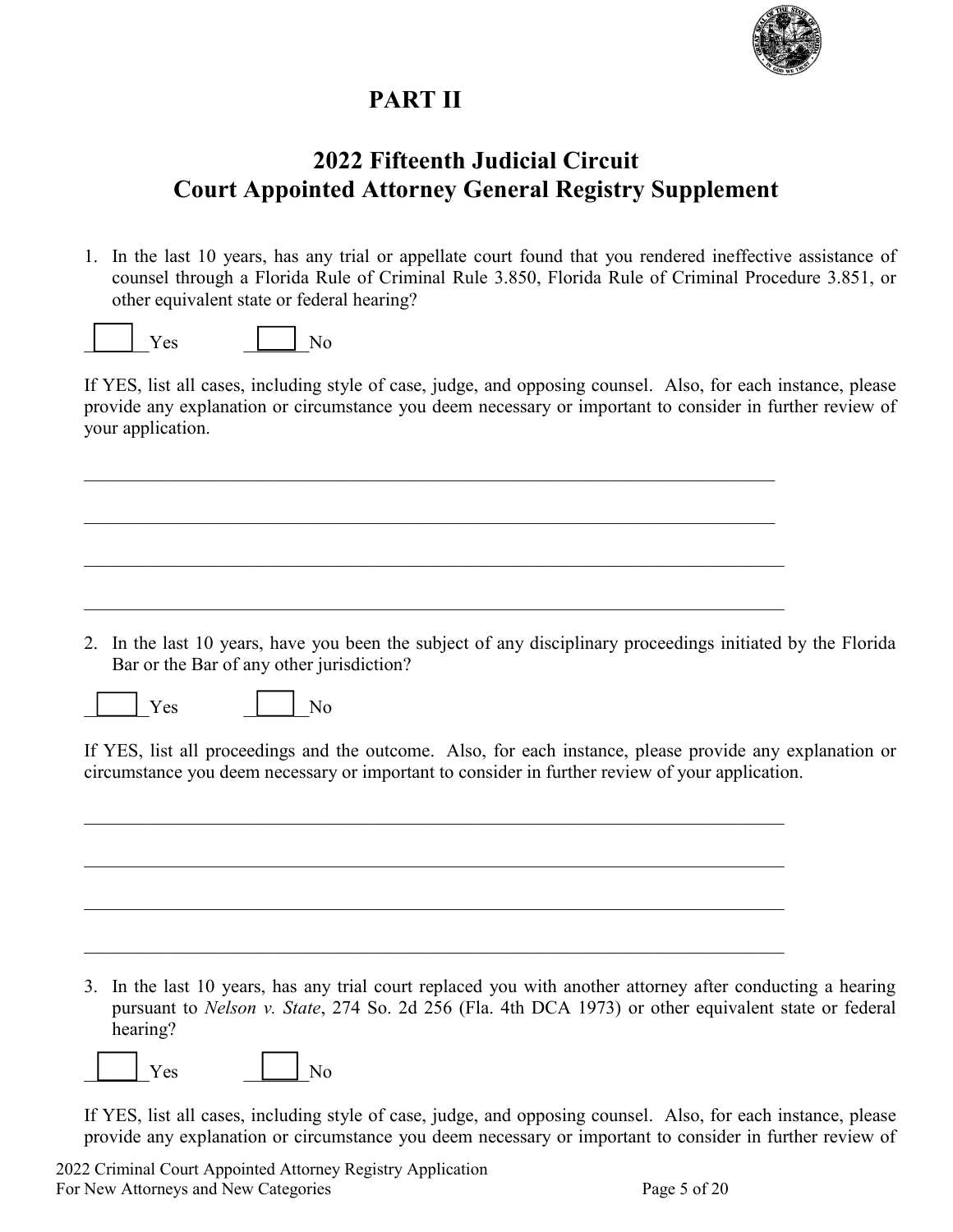# PART II

## 2022 Fifteenth Judicial Circuit Court Appointed Attorney General Registry Supplement

1. In the last 10 years, has any trial or appellate court found that you rendered ineffective assistance of counsel through a Florida Rule of Criminal Rule 3.850, Florida Rule of Criminal Procedure 3.851, or other equivalent state or federal hearing?

☐ Yes ☐ No

If YES, list all cases, including style of case, judge, and opposing counsel. Also, for each instance, please provide any explanation or circumstance you deem necessary or important to consider in further review of your application.

\_\_\_\_\_\_\_\_\_\_\_\_\_\_\_\_\_\_\_\_\_\_\_\_\_\_\_\_\_\_\_\_\_\_\_\_\_\_\_\_\_\_\_\_\_\_\_\_\_\_\_\_\_\_\_\_\_\_\_\_\_\_\_\_\_\_\_\_\_\_\_\_

\_\_\_\_\_\_\_\_\_\_\_\_\_\_\_\_\_\_\_\_\_\_\_\_\_\_\_\_\_\_\_\_\_\_\_\_\_\_\_\_\_\_\_\_\_\_\_\_\_\_\_\_\_\_\_\_\_\_\_\_\_\_\_\_\_\_\_\_\_\_\_\_

\_\_\_\_\_\_\_\_\_\_\_\_\_\_\_\_\_\_\_\_\_\_\_\_\_\_\_\_\_\_\_\_\_\_\_\_\_\_\_\_\_\_\_\_\_\_\_\_\_\_\_\_\_\_\_\_\_\_\_\_\_\_\_\_\_\_\_\_\_\_\_\_

\_\_\_\_\_\_\_\_\_\_\_\_\_\_\_\_\_\_\_\_\_\_\_\_\_\_\_\_\_\_\_\_\_\_\_\_\_\_\_\_\_\_\_\_\_\_\_\_\_\_\_\_\_\_\_\_\_\_\_\_\_\_\_\_\_\_\_\_\_\_\_\_

2. In the last 10 years, have you been the subject of any disciplinary proceedings initiated by the Florida Bar or the Bar of any other jurisdiction?

☐ Yes ☐ No

If YES, list all proceedings and the outcome. Also, for each instance, please provide any explanation or circumstance you deem necessary or important to consider in further review of your application.

\_\_\_\_\_\_\_\_\_\_\_\_\_\_\_\_\_\_\_\_\_\_\_\_\_\_\_\_\_\_\_\_\_\_\_\_\_\_\_\_\_\_\_\_\_\_\_\_\_\_\_\_\_\_\_\_\_\_\_\_\_\_\_\_\_\_\_\_\_\_\_\_

\_\_\_\_\_\_\_\_\_\_\_\_\_\_\_\_\_\_\_\_\_\_\_\_\_\_\_\_\_\_\_\_\_\_\_\_\_\_\_\_\_\_\_\_\_\_\_\_\_\_\_\_\_\_\_\_\_\_\_\_\_\_\_\_\_\_\_\_\_\_\_\_

\_\_\_\_\_\_\_\_\_\_\_\_\_\_\_\_\_\_\_\_\_\_\_\_\_\_\_\_\_\_\_\_\_\_\_\_\_\_\_\_\_\_\_\_\_\_\_\_\_\_\_\_\_\_\_\_\_\_\_\_\_\_\_\_\_\_\_\_\_\_\_\_

\_\_\_\_\_\_\_\_\_\_\_\_\_\_\_\_\_\_\_\_\_\_\_\_\_\_\_\_\_\_\_\_\_\_\_\_\_\_\_\_\_\_\_\_\_\_\_\_\_\_\_\_\_\_\_\_\_\_\_\_\_\_\_\_\_\_\_\_\_\_\_\_

3. In the last 10 years, has any trial court replaced you with another attorney after conducting a hearing pursuant to *Nelson v. State*, 274 So. 2d 256 (Fla. 4th DCA 1973) or other equivalent state or federal hearing?

☐ Yes ☐ No

If YES, list all cases, including style of case, judge, and opposing counsel. Also, for each instance, please provide any explanation or circumstance you deem necessary or important to consider in further review of

2022 Criminal Court Appointed Attorney Registry Application
For New Attorneys and New Categories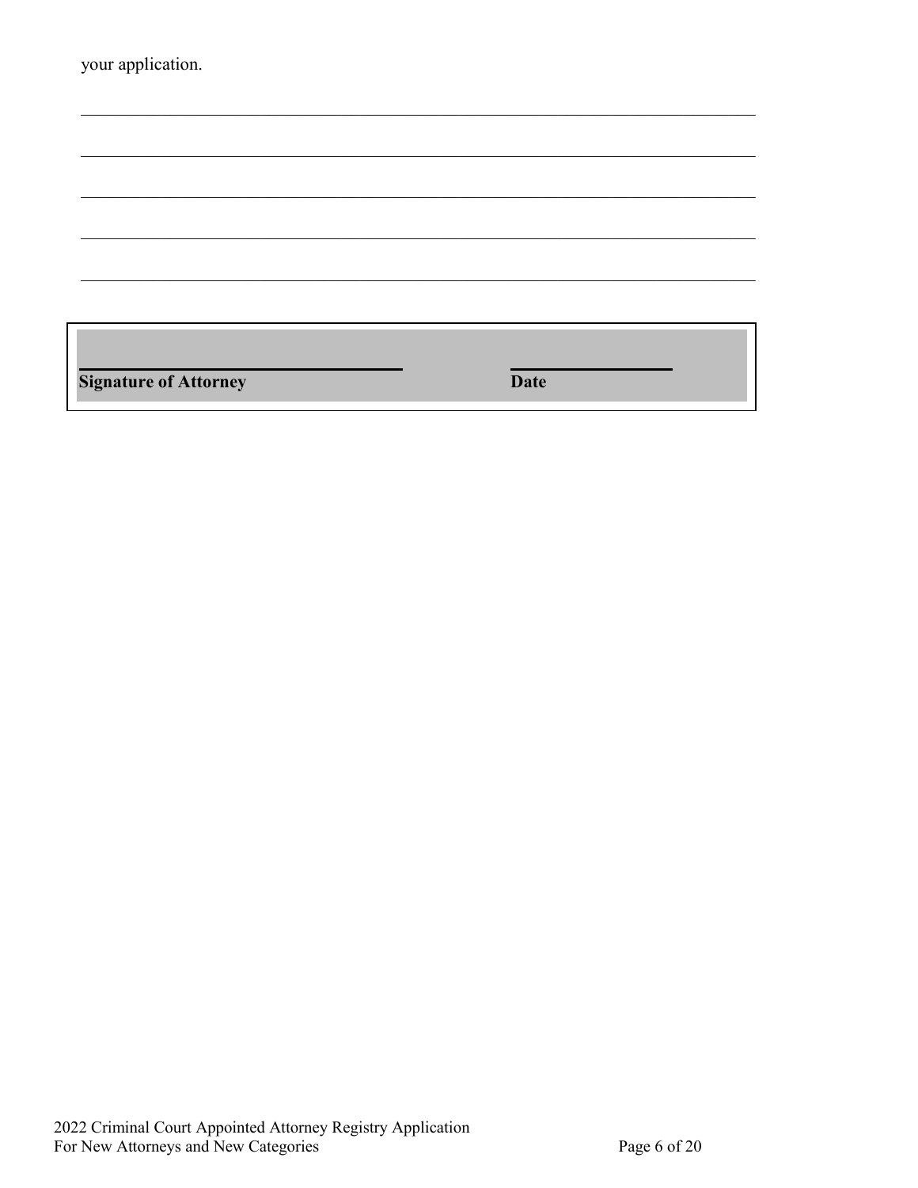your application.

\_\_\_\_\_\_\_\_\_\_\_\_\_\_\_\_\_\_\_\_\_\_\_\_\_\_\_\_\_\_\_\_\_\_\_\_\_\_\_\_\_\_\_\_\_\_\_\_\_\_\_\_\_\_\_\_\_\_\_\_\_\_\_\_\_\_\_\_\_\_\_\_

\_\_\_\_\_\_\_\_\_\_\_\_\_\_\_\_\_\_\_\_\_\_\_\_\_\_\_\_\_\_\_\_\_\_\_\_\_\_\_\_\_\_\_\_\_\_\_\_\_\_\_\_\_\_\_\_\_\_\_\_\_\_\_\_\_\_\_\_\_\_\_\_

\_\_\_\_\_\_\_\_\_\_\_\_\_\_\_\_\_\_\_\_\_\_\_\_\_\_\_\_\_\_\_\_\_\_\_\_\_\_\_\_\_\_\_\_\_\_\_\_\_\_\_\_\_\_\_\_\_\_\_\_\_\_\_\_\_\_\_\_\_\_\_\_

\_\_\_\_\_\_\_\_\_\_\_\_\_\_\_\_\_\_\_\_\_\_\_\_\_\_\_\_\_\_\_\_\_\_\_\_\_\_\_\_\_\_\_\_\_\_\_\_\_\_\_\_\_\_\_\_\_\_\_\_\_\_\_\_\_\_\_\_\_\_\_\_

\_\_\_\_\_\_\_\_\_\_\_\_\_\_\_\_\_\_\_\_\_\_\_\_\_\_\_\_\_\_\_\_\_\_\_\_\_\_\_\_\_\_\_\_\_\_\_\_\_\_\_\_\_\_\_\_\_\_\_\_\_\_\_\_\_\_\_\_\_\_\_\_

| \_\_\_\_\_\_\_\_\_\_\_\_\_\_\_\_\_\_\_\_\_\_\_\_\_\_\_\_\_\_\_\_\_\_\_ | \_\_\_\_\_\_\_\_\_\_\_\_\_\_\_\_\_ |
|---|---|
| **Signature of Attorney** | **Date** |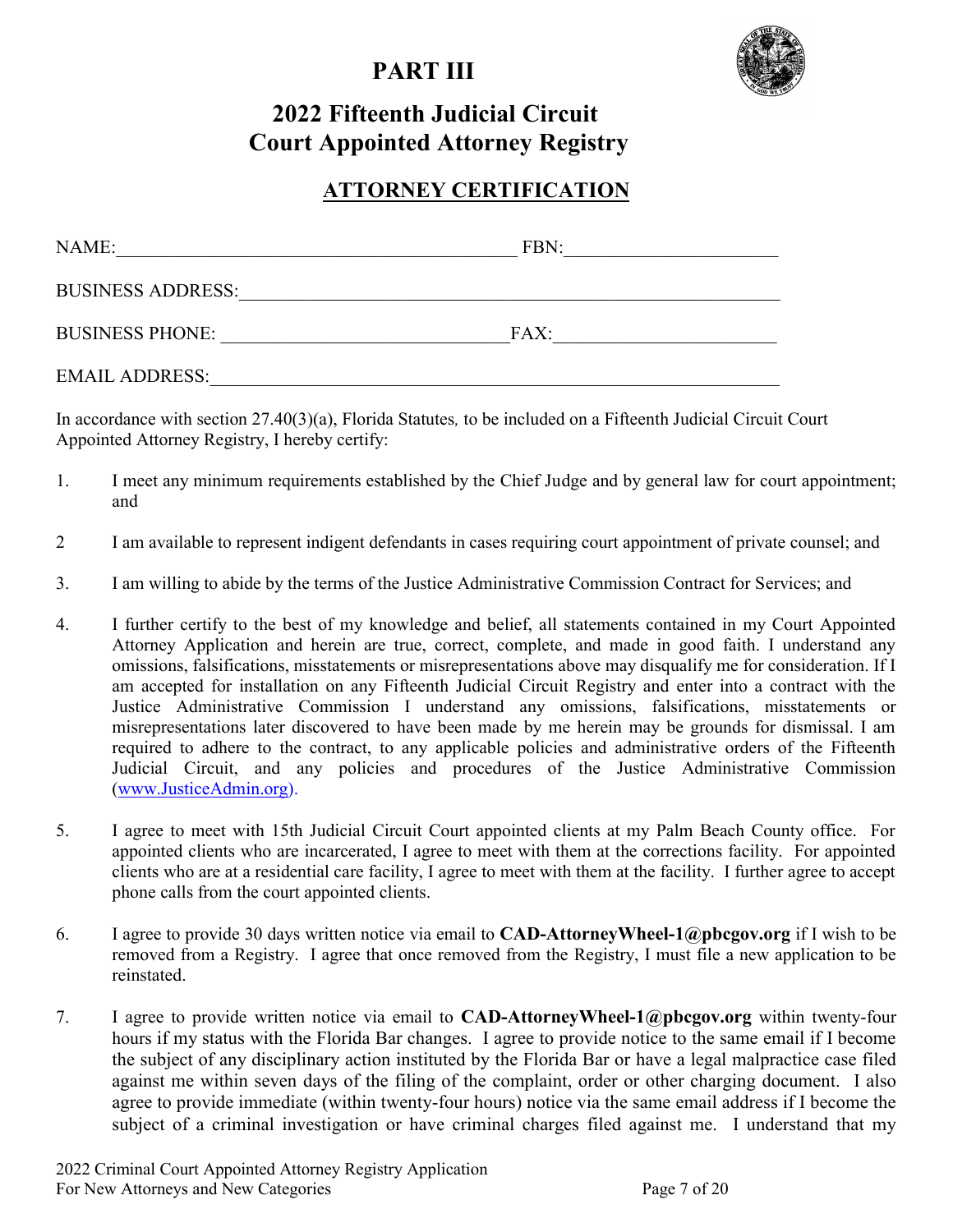# PART III

## 2022 Fifteenth Judicial Circuit Court Appointed Attorney Registry

## ATTORNEY CERTIFICATION

NAME:____________________________________________ FBN:_______________________

BUSINESS ADDRESS:____________________________________________________________

BUSINESS PHONE: _______________________________FAX:________________________

EMAIL ADDRESS:_______________________________________________________________

In accordance with section 27.40(3)(a), Florida Statutes*,* to be included on a Fifteenth Judicial Circuit Court Appointed Attorney Registry, I hereby certify:

1. I meet any minimum requirements established by the Chief Judge and by general law for court appointment; and

2 I am available to represent indigent defendants in cases requiring court appointment of private counsel; and

3. I am willing to abide by the terms of the Justice Administrative Commission Contract for Services; and

4. I further certify to the best of my knowledge and belief, all statements contained in my Court Appointed Attorney Application and herein are true, correct, complete, and made in good faith. I understand any omissions, falsifications, misstatements or misrepresentations above may disqualify me for consideration. If I am accepted for installation on any Fifteenth Judicial Circuit Registry and enter into a contract with the Justice Administrative Commission I understand any omissions, falsifications, misstatements or misrepresentations later discovered to have been made by me herein may be grounds for dismissal. I am required to adhere to the contract, to any applicable policies and administrative orders of the Fifteenth Judicial Circuit, and any policies and procedures of the Justice Administrative Commission (www.JusticeAdmin.org).

5. I agree to meet with 15th Judicial Circuit Court appointed clients at my Palm Beach County office. For appointed clients who are incarcerated, I agree to meet with them at the corrections facility. For appointed clients who are at a residential care facility, I agree to meet with them at the facility. I further agree to accept phone calls from the court appointed clients.

6. I agree to provide 30 days written notice via email to **CAD-AttorneyWheel-1@pbcgov.org** if I wish to be removed from a Registry. I agree that once removed from the Registry, I must file a new application to be reinstated.

7. I agree to provide written notice via email to **CAD-AttorneyWheel-1@pbcgov.org** within twenty-four hours if my status with the Florida Bar changes. I agree to provide notice to the same email if I become the subject of any disciplinary action instituted by the Florida Bar or have a legal malpractice case filed against me within seven days of the filing of the complaint, order or other charging document. I also agree to provide immediate (within twenty-four hours) notice via the same email address if I become the subject of a criminal investigation or have criminal charges filed against me. I understand that my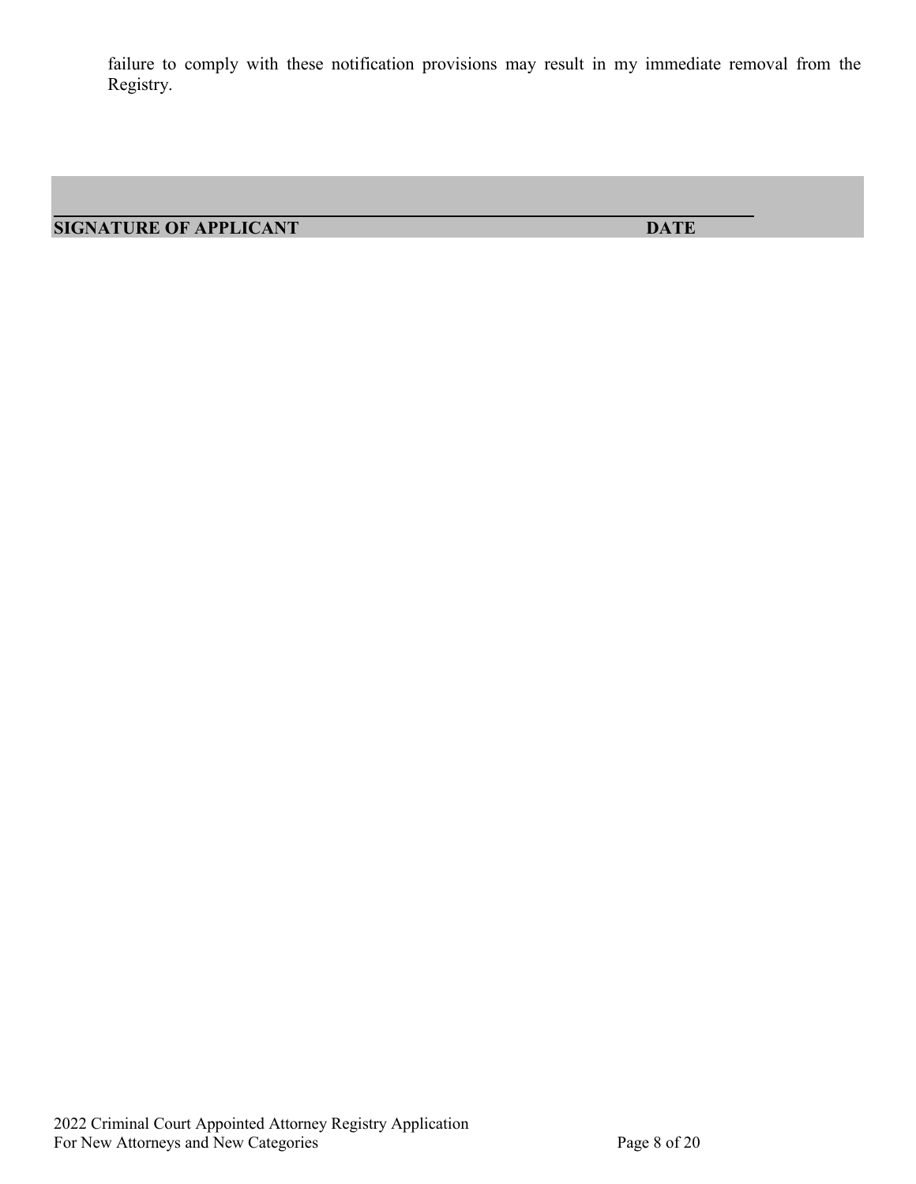failure to comply with these notification provisions may result in my immediate removal from the Registry.

______________________________________________________________________

**SIGNATURE OF APPLICANT** **DATE**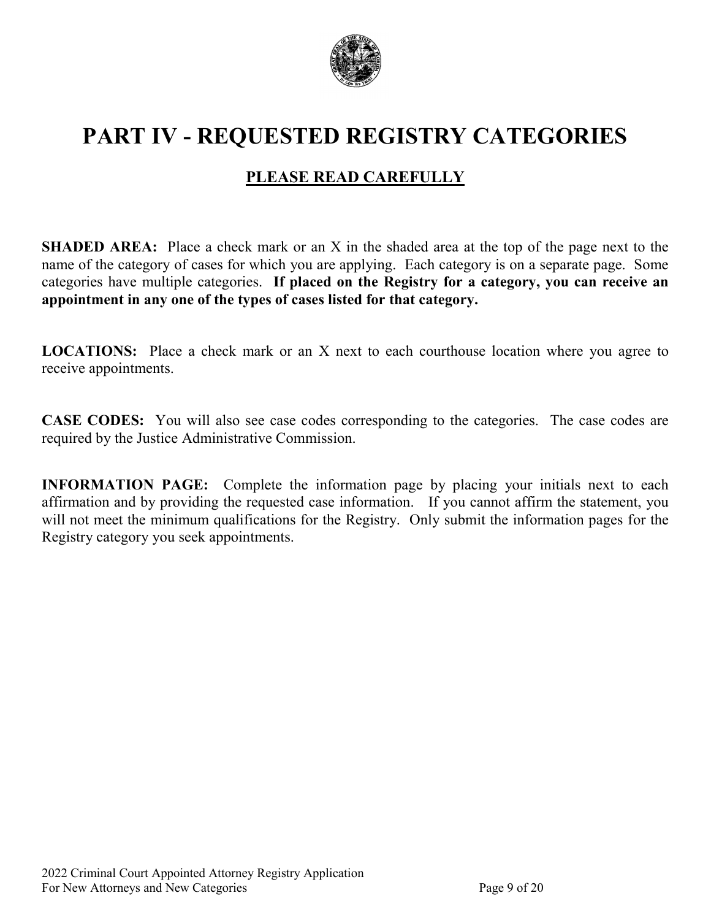# PART IV - REQUESTED REGISTRY CATEGORIES

## PLEASE READ CAREFULLY

**SHADED AREA:** Place a check mark or an X in the shaded area at the top of the page next to the name of the category of cases for which you are applying. Each category is on a separate page. Some categories have multiple categories. **If placed on the Registry for a category, you can receive an appointment in any one of the types of cases listed for that category.**

**LOCATIONS:** Place a check mark or an X next to each courthouse location where you agree to receive appointments.

**CASE CODES:** You will also see case codes corresponding to the categories. The case codes are required by the Justice Administrative Commission.

**INFORMATION PAGE:** Complete the information page by placing your initials next to each affirmation and by providing the requested case information. If you cannot affirm the statement, you will not meet the minimum qualifications for the Registry. Only submit the information pages for the Registry category you seek appointments.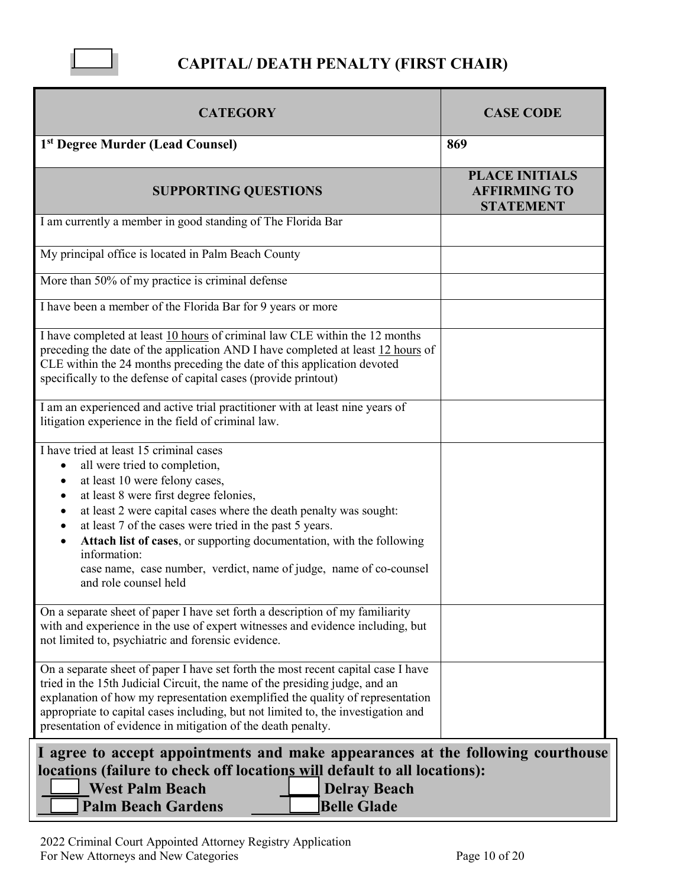# CAPITAL/ DEATH PENALTY (FIRST CHAIR)

| CATEGORY | CASE CODE |
|---|---|
| **1st Degree Murder (Lead Counsel)** | **869** |
| **SUPPORTING QUESTIONS** | **PLACE INITIALS AFFIRMING TO STATEMENT** |
| I am currently a member in good standing of The Florida Bar | |
| My principal office is located in Palm Beach County | |
| More than 50% of my practice is criminal defense | |
| I have been a member of the Florida Bar for 9 years or more | |
| I have completed at least 10 hours of criminal law CLE within the 12 months preceding the date of the application AND I have completed at least 12 hours of CLE within the 24 months preceding the date of this application devoted specifically to the defense of capital cases (provide printout) | |
| I am an experienced and active trial practitioner with at least nine years of litigation experience in the field of criminal law. | |
| I have tried at least 15 criminal cases<br>• all were tried to completion,<br>• at least 10 were felony cases,<br>• at least 8 were first degree felonies,<br>• at least 2 were capital cases where the death penalty was sought:<br>• at least 7 of the cases were tried in the past 5 years.<br>• **Attach list of cases**, or supporting documentation, with the following information: case name, case number, verdict, name of judge, name of co-counsel and role counsel held | |
| On a separate sheet of paper I have set forth a description of my familiarity with and experience in the use of expert witnesses and evidence including, but not limited to, psychiatric and forensic evidence. | |
| On a separate sheet of paper I have set forth the most recent capital case I have tried in the 15th Judicial Circuit, the name of the presiding judge, and an explanation of how my representation exemplified the quality of representation appropriate to capital cases including, but not limited to, the investigation and presentation of evidence in mitigation of the death penalty. | |

**I agree to accept appointments and make appearances at the following courthouse locations (failure to check off locations will default to all locations):**

**\_\_\_\_ West Palm Beach** **\_\_\_\_ Delray Beach**

**\_\_\_\_ Palm Beach Gardens** **\_\_\_\_ Belle Glade**

2022 Criminal Court Appointed Attorney Registry Application
For New Attorneys and New Categories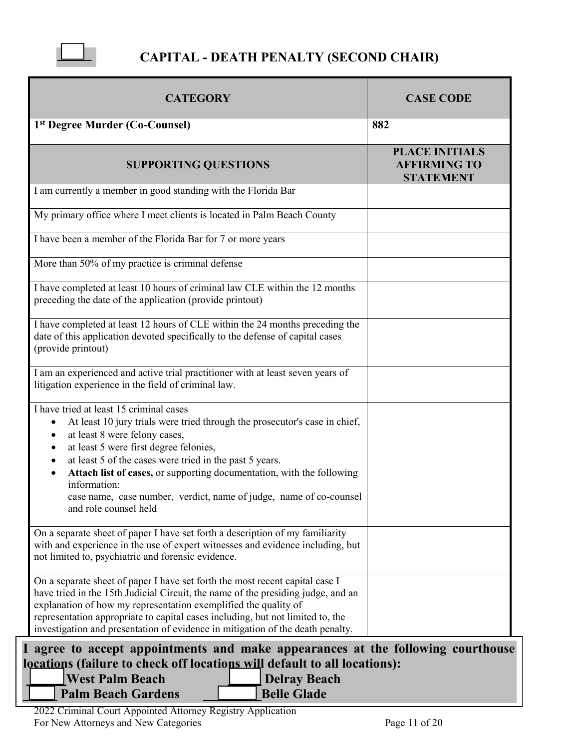☐ **CAPITAL - DEATH PENALTY (SECOND CHAIR)**

| CATEGORY | CASE CODE |
|---|---|
| **1st Degree Murder (Co-Counsel)** | **882** |
| **SUPPORTING QUESTIONS** | **PLACE INITIALS AFFIRMING TO STATEMENT** |
| I am currently a member in good standing with the Florida Bar | |
| My primary office where I meet clients is located in Palm Beach County | |
| I have been a member of the Florida Bar for 7 or more years | |
| More than 50% of my practice is criminal defense | |
| I have completed at least 10 hours of criminal law CLE within the 12 months preceding the date of the application (provide printout) | |
| I have completed at least 12 hours of CLE within the 24 months preceding the date of this application devoted specifically to the defense of capital cases (provide printout) | |
| I am an experienced and active trial practitioner with at least seven years of litigation experience in the field of criminal law. | |
| I have tried at least 15 criminal cases<br>• At least 10 jury trials were tried through the prosecutor's case in chief,<br>• at least 8 were felony cases,<br>• at least 5 were first degree felonies,<br>• at least 5 of the cases were tried in the past 5 years.<br>• **Attach list of cases,** or supporting documentation, with the following information: case name, case number, verdict, name of judge, name of co-counsel and role counsel held | |
| On a separate sheet of paper I have set forth a description of my familiarity with and experience in the use of expert witnesses and evidence including, but not limited to, psychiatric and forensic evidence. | |
| On a separate sheet of paper I have set forth the most recent capital case I have tried in the 15th Judicial Circuit, the name of the presiding judge, and an explanation of how my representation exemplified the quality of representation appropriate to capital cases including, but not limited to, the investigation and presentation of evidence in mitigation of the death penalty. | |

**I agree to accept appointments and make appearances at the following courthouse locations (failure to check off locations will default to all locations):**

**_____ West Palm Beach** &nbsp;&nbsp;&nbsp; **_____ Delray Beach**

**_____ Palm Beach Gardens** &nbsp;&nbsp;&nbsp; **_____ Belle Glade**

2022 Criminal Court Appointed Attorney Registry Application
For New Attorneys and New Categories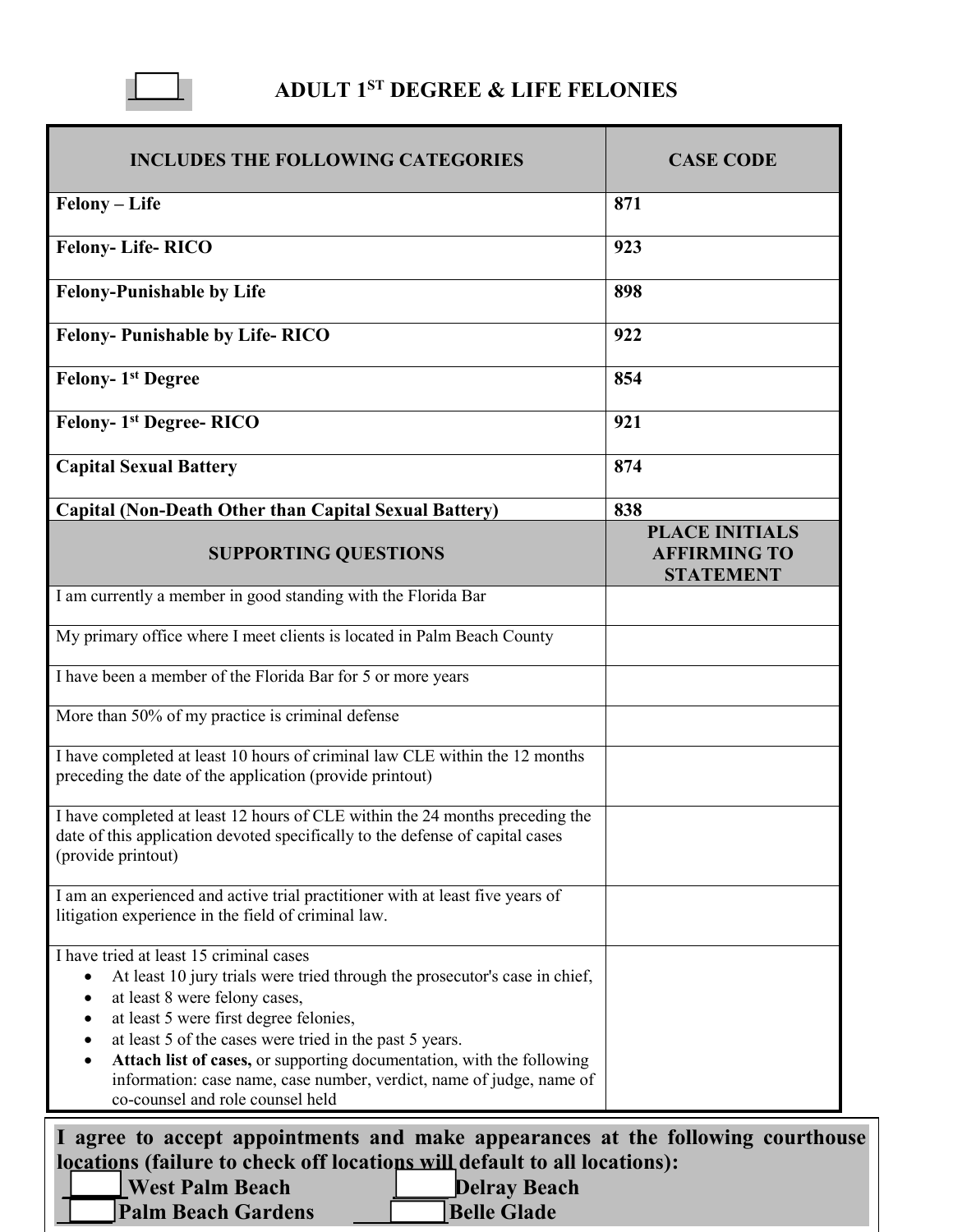## ☐ ADULT 1ST DEGREE & LIFE FELONIES

| INCLUDES THE FOLLOWING CATEGORIES | CASE CODE |
|---|---|
| **Felony – Life** | **871** |
| **Felony- Life- RICO** | **923** |
| **Felony-Punishable by Life** | **898** |
| **Felony- Punishable by Life- RICO** | **922** |
| **Felony- 1st Degree** | **854** |
| **Felony- 1st Degree- RICO** | **921** |
| **Capital Sexual Battery** | **874** |
| **Capital (Non-Death Other than Capital Sexual Battery)** | **838** |
| **SUPPORTING QUESTIONS** | **PLACE INITIALS AFFIRMING TO STATEMENT** |
| I am currently a member in good standing with the Florida Bar | |
| My primary office where I meet clients is located in Palm Beach County | |
| I have been a member of the Florida Bar for 5 or more years | |
| More than 50% of my practice is criminal defense | |
| I have completed at least 10 hours of criminal law CLE within the 12 months preceding the date of the application (provide printout) | |
| I have completed at least 12 hours of CLE within the 24 months preceding the date of this application devoted specifically to the defense of capital cases (provide printout) | |
| I am an experienced and active trial practitioner with at least five years of litigation experience in the field of criminal law. | |
| I have tried at least 15 criminal cases<br>• At least 10 jury trials were tried through the prosecutor's case in chief,<br>• at least 8 were felony cases,<br>• at least 5 were first degree felonies,<br>• at least 5 of the cases were tried in the past 5 years.<br>• **Attach list of cases,** or supporting documentation, with the following information: case name, case number, verdict, name of judge, name of co-counsel and role counsel held | |

**I agree to accept appointments and make appearances at the following courthouse locations (failure to check off locations will default to all locations):**

☐ **West Palm Beach** ☐ **Delray Beach**

☐ **Palm Beach Gardens** ☐ **Belle Glade**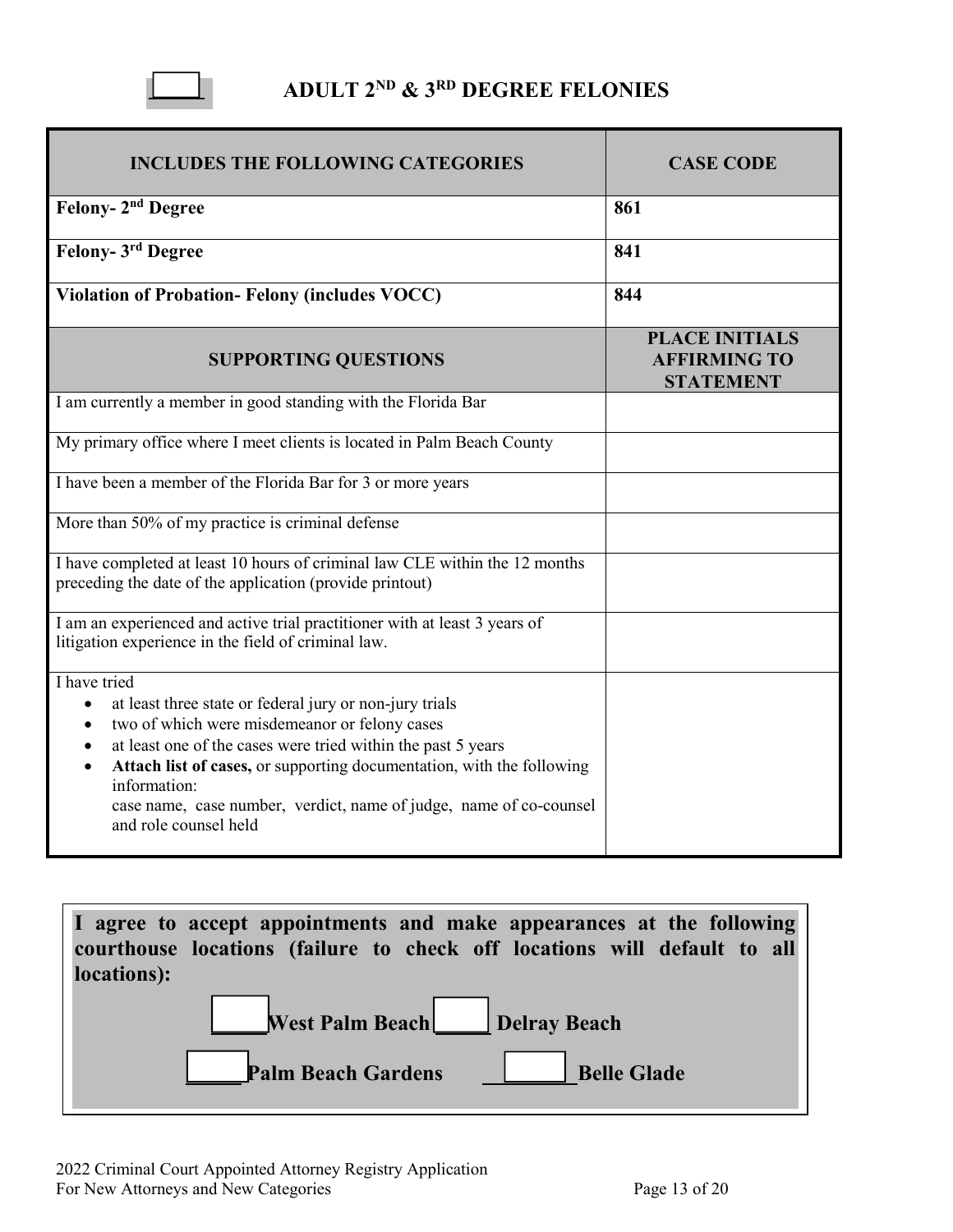## ☐ ADULT 2[ND] & 3[RD] DEGREE FELONIES

| INCLUDES THE FOLLOWING CATEGORIES | CASE CODE |
|---|---|
| **Felony- 2nd Degree** | **861** |
| **Felony- 3rd Degree** | **841** |
| **Violation of Probation- Felony (includes VOCC)** | **844** |
| **SUPPORTING QUESTIONS** | **PLACE INITIALS AFFIRMING TO STATEMENT** |
| I am currently a member in good standing with the Florida Bar | |
| My primary office where I meet clients is located in Palm Beach County | |
| I have been a member of the Florida Bar for 3 or more years | |
| More than 50% of my practice is criminal defense | |
| I have completed at least 10 hours of criminal law CLE within the 12 months preceding the date of the application (provide printout) | |
| I am an experienced and active trial practitioner with at least 3 years of litigation experience in the field of criminal law. | |
| I have tried <br>• at least three state or federal jury or non-jury trials <br>• two of which were misdemeanor or felony cases <br>• at least one of the cases were tried within the past 5 years <br>• **Attach list of cases,** or supporting documentation, with the following information: case name, case number, verdict, name of judge, name of co-counsel and role counsel held | |

**I agree to accept appointments and make appearances at the following courthouse locations (failure to check off locations will default to all locations):**

☐ **West Palm Beach** ☐ **Delray Beach**

☐ **Palm Beach Gardens** ☐ **Belle Glade**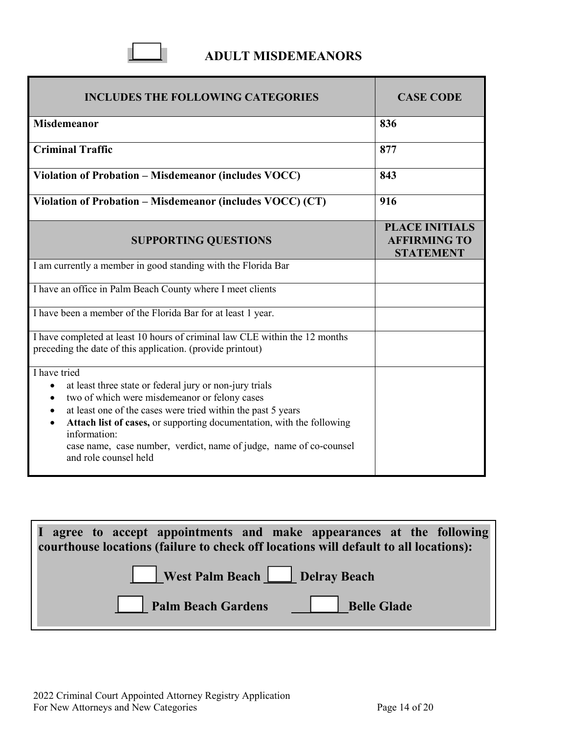## ☐ ADULT MISDEMEANORS

| INCLUDES THE FOLLOWING CATEGORIES | CASE CODE |
|---|---|
| **Misdemeanor** | **836** |
| **Criminal Traffic** | **877** |
| **Violation of Probation – Misdemeanor (includes VOCC)** | **843** |
| **Violation of Probation – Misdemeanor (includes VOCC) (CT)** | **916** |
| **SUPPORTING QUESTIONS** | **PLACE INITIALS AFFIRMING TO STATEMENT** |
| I am currently a member in good standing with the Florida Bar | |
| I have an office in Palm Beach County where I meet clients | |
| I have been a member of the Florida Bar for at least 1 year. | |
| I have completed at least 10 hours of criminal law CLE within the 12 months preceding the date of this application. (provide printout) | |
| I have tried <br>• at least three state or federal jury or non-jury trials <br>• two of which were misdemeanor or felony cases <br>• at least one of the cases were tried within the past 5 years <br>• **Attach list of cases,** or supporting documentation, with the following information: case name, case number, verdict, name of judge, name of co-counsel and role counsel held | |

**I agree to accept appointments and make appearances at the following courthouse locations (failure to check off locations will default to all locations):**

☐ **West Palm Beach** ☐ **Delray Beach**

☐ **Palm Beach Gardens** ☐ **Belle Glade**

2022 Criminal Court Appointed Attorney Registry Application
For New Attorneys and New Categories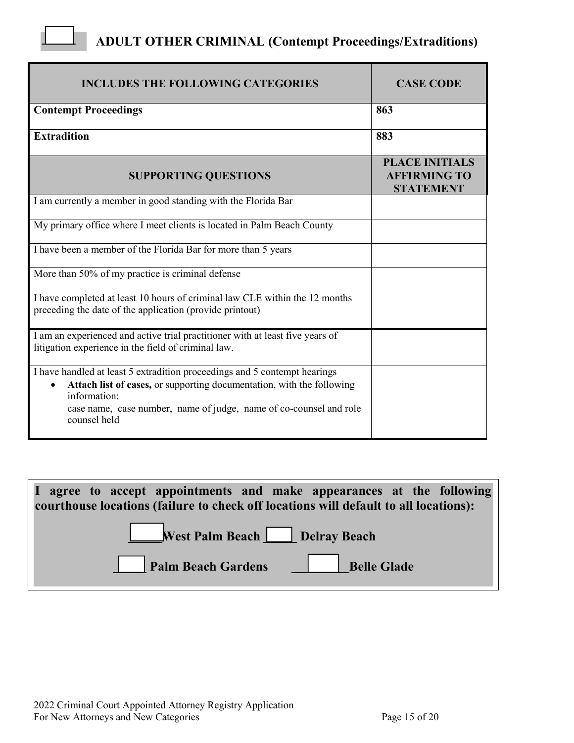## ☐ ADULT OTHER CRIMINAL (Contempt Proceedings/Extraditions)

| INCLUDES THE FOLLOWING CATEGORIES | CASE CODE |
|---|---|
| **Contempt Proceedings** | **863** |
| **Extradition** | **883** |
| **SUPPORTING QUESTIONS** | **PLACE INITIALS AFFIRMING TO STATEMENT** |
| I am currently a member in good standing with the Florida Bar | |
| My primary office where I meet clients is located in Palm Beach County | |
| I have been a member of the Florida Bar for more than 5 years | |
| More than 50% of my practice is criminal defense | |
| I have completed at least 10 hours of criminal law CLE within the 12 months preceding the date of the application (provide printout) | |
| I am an experienced and active trial practitioner with at least five years of litigation experience in the field of criminal law. | |
| I have handled at least 5 extradition proceedings and 5 contempt hearings<br>• **Attach list of cases,** or supporting documentation, with the following information:<br>case name, case number, name of judge, name of co-counsel and role counsel held | |

**I agree to accept appointments and make appearances at the following courthouse locations (failure to check off locations will default to all locations):**

☐ **West Palm Beach** ☐ **Delray Beach**

☐ **Palm Beach Gardens** ☐ **Belle Glade**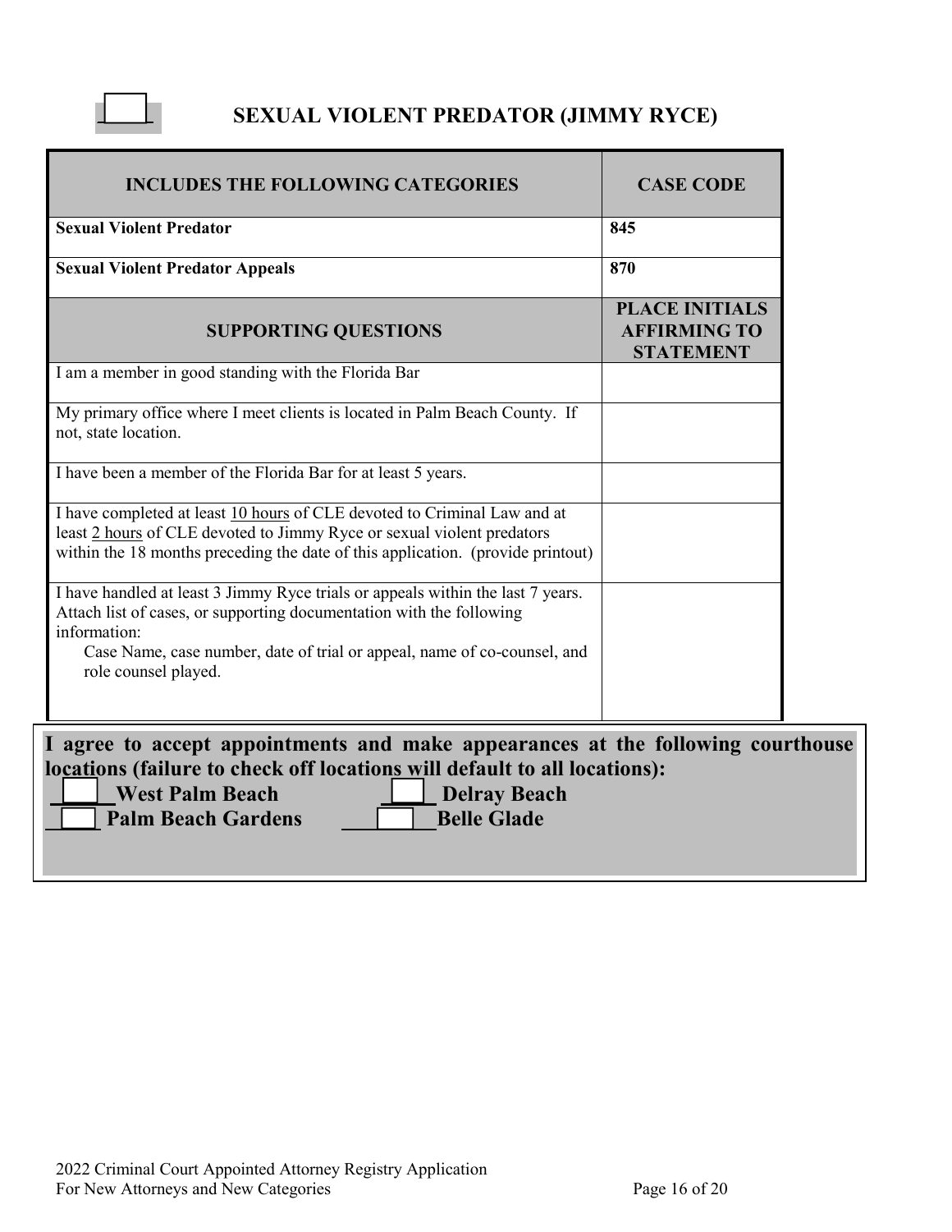## ☐ SEXUAL VIOLENT PREDATOR (JIMMY RYCE)

| INCLUDES THE FOLLOWING CATEGORIES | CASE CODE |
|---|---|
| **Sexual Violent Predator** | **845** |
| **Sexual Violent Predator Appeals** | **870** |
| **SUPPORTING QUESTIONS** | **PLACE INITIALS AFFIRMING TO STATEMENT** |
| I am a member in good standing with the Florida Bar | |
| My primary office where I meet clients is located in Palm Beach County. If not, state location. | |
| I have been a member of the Florida Bar for at least 5 years. | |
| I have completed at least <u>10 hours</u> of CLE devoted to Criminal Law and at least <u>2 hours</u> of CLE devoted to Jimmy Ryce or sexual violent predators within the 18 months preceding the date of this application. (provide printout) | |
| I have handled at least 3 Jimmy Ryce trials or appeals within the last 7 years. Attach list of cases, or supporting documentation with the following information: Case Name, case number, date of trial or appeal, name of co-counsel, and role counsel played. | |

**I agree to accept appointments and make appearances at the following courthouse locations (failure to check off locations will default to all locations):**

**☐ West Palm Beach** **☐ Delray Beach**
**☐ Palm Beach Gardens** **☐ Belle Glade**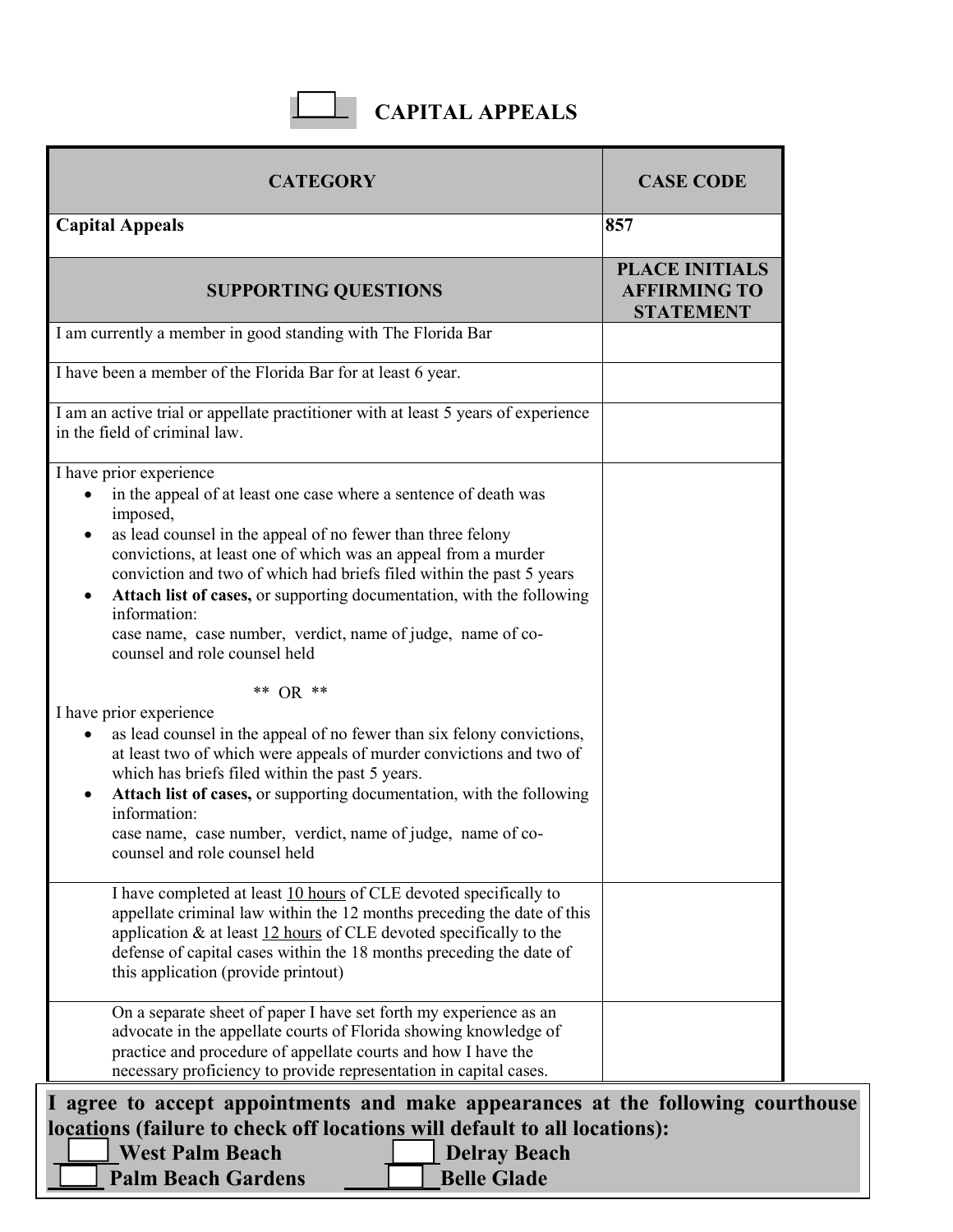# ☐ CAPITAL APPEALS

| CATEGORY | CASE CODE |
|---|---|
| **Capital Appeals** | **857** |
| **SUPPORTING QUESTIONS** | **PLACE INITIALS AFFIRMING TO STATEMENT** |
| I am currently a member in good standing with The Florida Bar | |
| I have been a member of the Florida Bar for at least 6 year. | |
| I am an active trial or appellate practitioner with at least 5 years of experience in the field of criminal law. | |
| I have prior experience<br>• in the appeal of at least one case where a sentence of death was imposed,<br>• as lead counsel in the appeal of no fewer than three felony convictions, at least one of which was an appeal from a murder conviction and two of which had briefs filed within the past 5 years<br>• **Attach list of cases,** or supporting documentation, with the following information: case name, case number, verdict, name of judge, name of co-counsel and role counsel held<br><br>** OR **<br><br>I have prior experience<br>• as lead counsel in the appeal of no fewer than six felony convictions, at least two of which were appeals of murder convictions and two of which has briefs filed within the past 5 years.<br>• **Attach list of cases,** or supporting documentation, with the following information: case name, case number, verdict, name of judge, name of co-counsel and role counsel held | |
| I have completed at least <u>10 hours</u> of CLE devoted specifically to appellate criminal law within the 12 months preceding the date of this application & at least <u>12 hours</u> of CLE devoted specifically to the defense of capital cases within the 18 months preceding the date of this application (provide printout) | |
| On a separate sheet of paper I have set forth my experience as an advocate in the appellate courts of Florida showing knowledge of practice and procedure of appellate courts and how I have the necessary proficiency to provide representation in capital cases. | |

**I agree to accept appointments and make appearances at the following courthouse locations (failure to check off locations will default to all locations):**

☐ **West Palm Beach** ☐ **Delray Beach**

☐ **Palm Beach Gardens** ☐ **Belle Glade**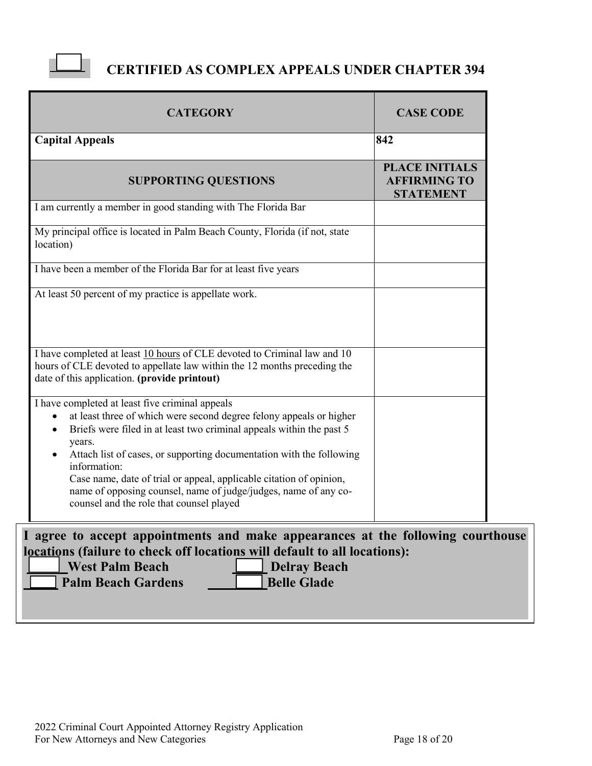## ☐ CERTIFIED AS COMPLEX APPEALS UNDER CHAPTER 394

| CATEGORY | CASE CODE |
|---|---|
| **Capital Appeals** | **842** |
| **SUPPORTING QUESTIONS** | **PLACE INITIALS AFFIRMING TO STATEMENT** |
| I am currently a member in good standing with The Florida Bar | |
| My principal office is located in Palm Beach County, Florida (if not, state location) | |
| I have been a member of the Florida Bar for at least five years | |
| At least 50 percent of my practice is appellate work. | |
| I have completed at least 10 hours of CLE devoted to Criminal law and 10 hours of CLE devoted to appellate law within the 12 months preceding the date of this application. **(provide printout)** | |
| I have completed at least five criminal appeals<br>• at least three of which were second degree felony appeals or higher<br>• Briefs were filed in at least two criminal appeals within the past 5 years.<br>• Attach list of cases, or supporting documentation with the following information:<br>Case name, date of trial or appeal, applicable citation of opinion, name of opposing counsel, name of judge/judges, name of any co-counsel and the role that counsel played | |

**I agree to accept appointments and make appearances at the following courthouse locations (failure to check off locations will default to all locations):**

**____ West Palm Beach** **____ Delray Beach**

**____ Palm Beach Gardens** **____ Belle Glade**

2022 Criminal Court Appointed Attorney Registry Application
For New Attorneys and New Categories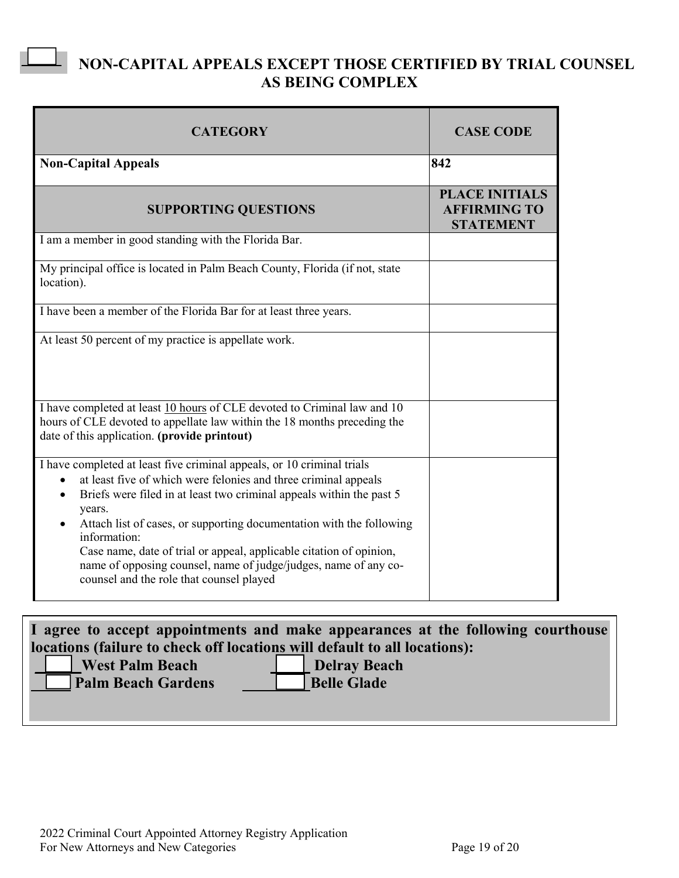## ☐ NON-CAPITAL APPEALS EXCEPT THOSE CERTIFIED BY TRIAL COUNSEL AS BEING COMPLEX

| CATEGORY | CASE CODE |
|---|---|
| **Non-Capital Appeals** | **842** |
| **SUPPORTING QUESTIONS** | **PLACE INITIALS AFFIRMING TO STATEMENT** |
| I am a member in good standing with the Florida Bar. | |
| My principal office is located in Palm Beach County, Florida (if not, state location). | |
| I have been a member of the Florida Bar for at least three years. | |
| At least 50 percent of my practice is appellate work. | |
| I have completed at least 10 hours of CLE devoted to Criminal law and 10 hours of CLE devoted to appellate law within the 18 months preceding the date of this application. **(provide printout)** | |
| I have completed at least five criminal appeals, or 10 criminal trials<br>• at least five of which were felonies and three criminal appeals<br>• Briefs were filed in at least two criminal appeals within the past 5 years.<br>• Attach list of cases, or supporting documentation with the following information:<br>Case name, date of trial or appeal, applicable citation of opinion, name of opposing counsel, name of judge/judges, name of any co-counsel and the role that counsel played | |

**I agree to accept appointments and make appearances at the following courthouse locations (failure to check off locations will default to all locations):**

**☐ West Palm Beach** **☐ Delray Beach**
**☐ Palm Beach Gardens** **☐ Belle Glade**

2022 Criminal Court Appointed Attorney Registry Application
For New Attorneys and New Categories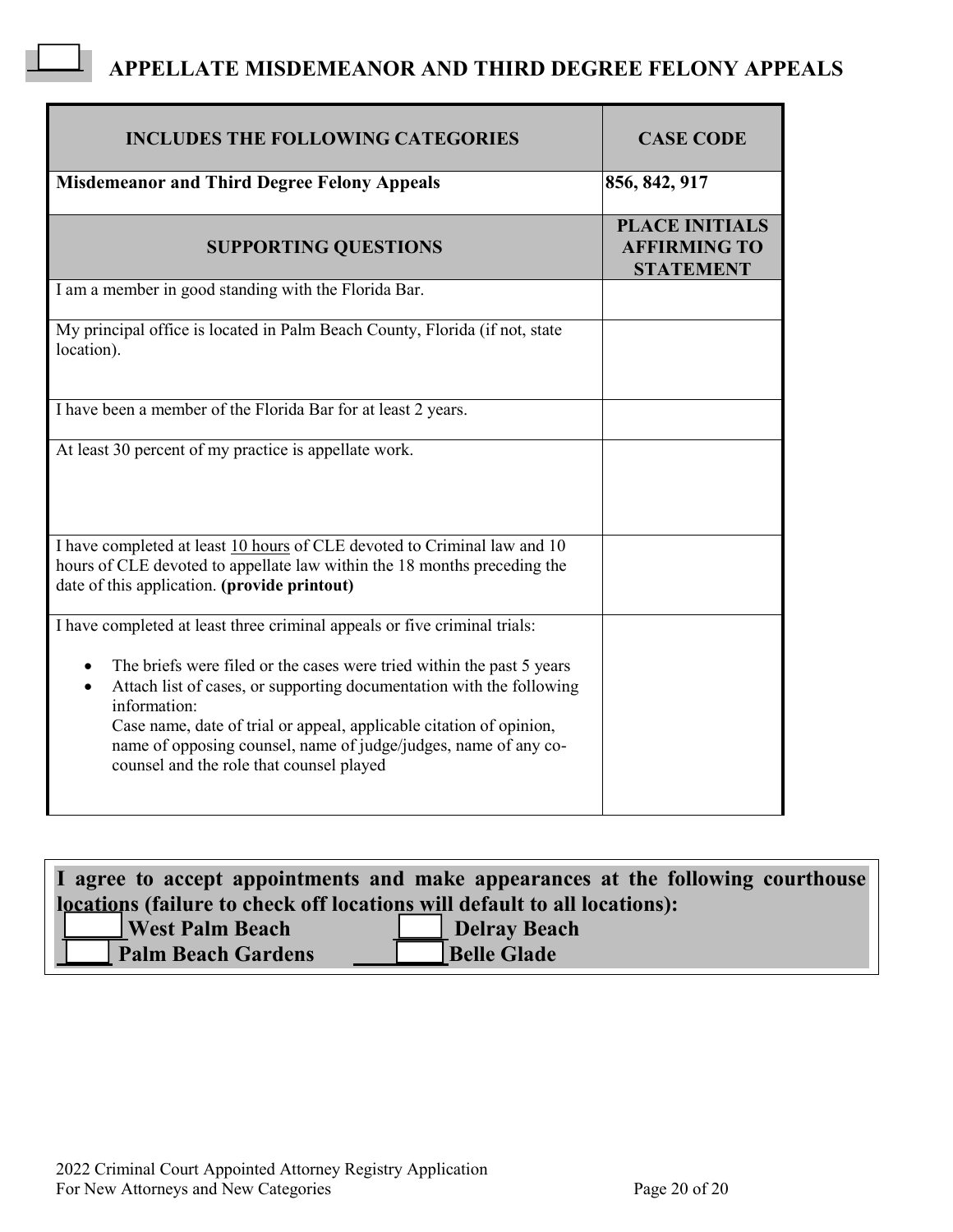## ☐ APPELLATE MISDEMEANOR AND THIRD DEGREE FELONY APPEALS

| INCLUDES THE FOLLOWING CATEGORIES | CASE CODE |
|---|---|
| **Misdemeanor and Third Degree Felony Appeals** | **856, 842, 917** |
| **SUPPORTING QUESTIONS** | **PLACE INITIALS AFFIRMING TO STATEMENT** |
| I am a member in good standing with the Florida Bar. | |
| My principal office is located in Palm Beach County, Florida (if not, state location). | |
| I have been a member of the Florida Bar for at least 2 years. | |
| At least 30 percent of my practice is appellate work. | |
| I have completed at least 10 hours of CLE devoted to Criminal law and 10 hours of CLE devoted to appellate law within the 18 months preceding the date of this application. **(provide printout)** | |
| I have completed at least three criminal appeals or five criminal trials:<br>• The briefs were filed or the cases were tried within the past 5 years<br>• Attach list of cases, or supporting documentation with the following information:<br>Case name, date of trial or appeal, applicable citation of opinion, name of opposing counsel, name of judge/judges, name of any co-counsel and the role that counsel played | |

**I agree to accept appointments and make appearances at the following courthouse locations (failure to check off locations will default to all locations):**

**\_\_\_\_\_ West Palm Beach** &nbsp;&nbsp;&nbsp; **\_\_\_\_\_ Delray Beach**

**\_\_\_\_\_ Palm Beach Gardens** &nbsp;&nbsp;&nbsp; **\_\_\_\_\_ Belle Glade**

2022 Criminal Court Appointed Attorney Registry Application
For New Attorneys and New Categories